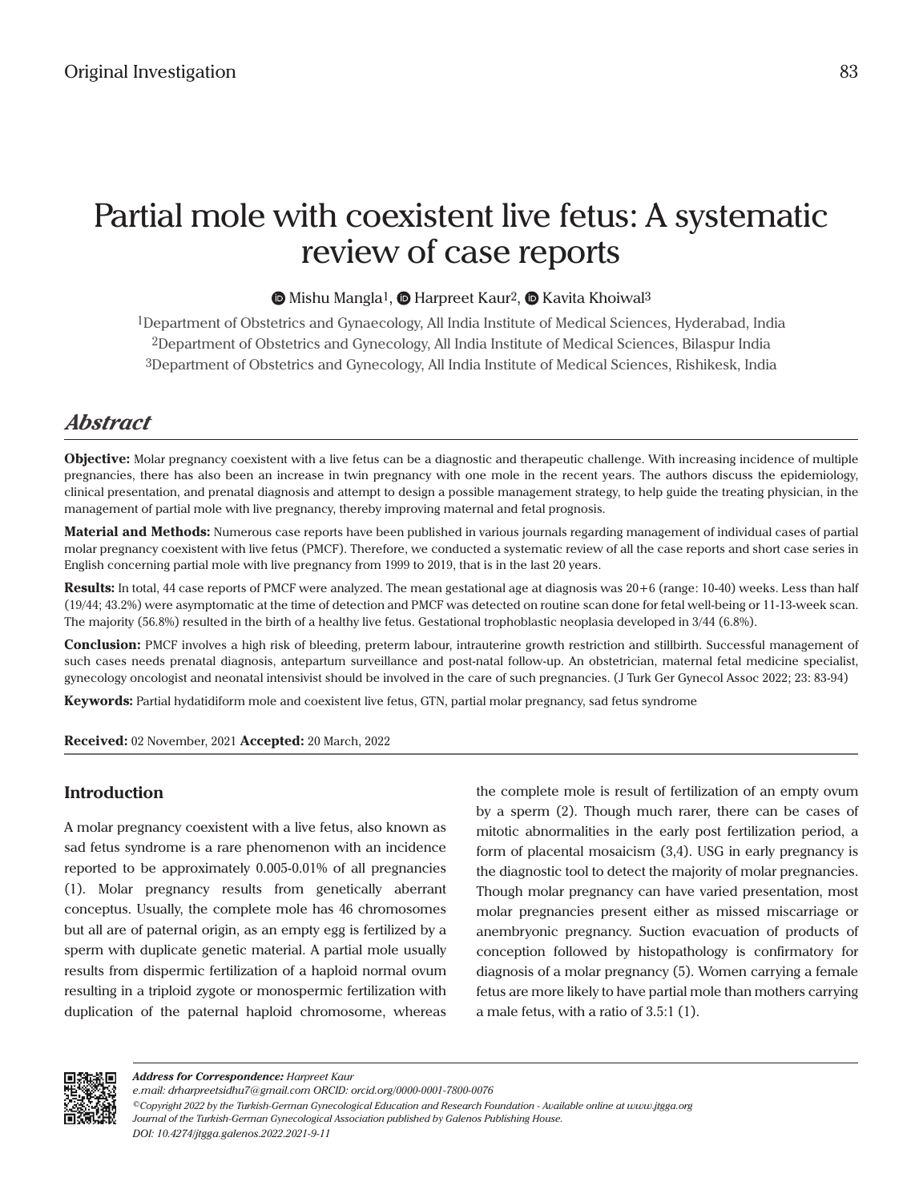Original Investigation

# Partial mole with coexistent live fetus: A systematic review of case reports

Mishu Mangla[1], Harpreet Kaur[2], Kavita Khoiwal[3]

[1]Department of Obstetrics and Gynaecology, All India Institute of Medical Sciences, Hyderabad, India
[2]Department of Obstetrics and Gynecology, All India Institute of Medical Sciences, Bilaspur India
[3]Department of Obstetrics and Gynecology, All India Institute of Medical Sciences, Rishikesk, India

## *Abstract*

**Objective:** Molar pregnancy coexistent with a live fetus can be a diagnostic and therapeutic challenge. With increasing incidence of multiple pregnancies, there has also been an increase in twin pregnancy with one mole in the recent years. The authors discuss the epidemiology, clinical presentation, and prenatal diagnosis and attempt to design a possible management strategy, to help guide the treating physician, in the management of partial mole with live pregnancy, thereby improving maternal and fetal prognosis.

**Material and Methods:** Numerous case reports have been published in various journals regarding management of individual cases of partial molar pregnancy coexistent with live fetus (PMCF). Therefore, we conducted a systematic review of all the case reports and short case series in English concerning partial mole with live pregnancy from 1999 to 2019, that is in the last 20 years.

**Results:** In total, 44 case reports of PMCF were analyzed. The mean gestational age at diagnosis was 20+6 (range: 10-40) weeks. Less than half (19/44; 43.2%) were asymptomatic at the time of detection and PMCF was detected on routine scan done for fetal well-being or 11-13-week scan. The majority (56.8%) resulted in the birth of a healthy live fetus. Gestational trophoblastic neoplasia developed in 3/44 (6.8%).

**Conclusion:** PMCF involves a high risk of bleeding, preterm labour, intrauterine growth restriction and stillbirth. Successful management of such cases needs prenatal diagnosis, antepartum surveillance and post-natal follow-up. An obstetrician, maternal fetal medicine specialist, gynecology oncologist and neonatal intensivist should be involved in the care of such pregnancies. (J Turk Ger Gynecol Assoc 2022; 23: 83-94)

**Keywords:** Partial hydatidiform mole and coexistent live fetus, GTN, partial molar pregnancy, sad fetus syndrome

**Received:** 02 November, 2021 **Accepted:** 20 March, 2022

## Introduction

A molar pregnancy coexistent with a live fetus, also known as sad fetus syndrome is a rare phenomenon with an incidence reported to be approximately 0.005-0.01% of all pregnancies (1). Molar pregnancy results from genetically aberrant conceptus. Usually, the complete mole has 46 chromosomes but all are of paternal origin, as an empty egg is fertilized by a sperm with duplicate genetic material. A partial mole usually results from dispermic fertilization of a haploid normal ovum resulting in a triploid zygote or monospermic fertilization with duplication of the paternal haploid chromosome, whereas the complete mole is result of fertilization of an empty ovum by a sperm (2). Though much rarer, there can be cases of mitotic abnormalities in the early post fertilization period, a form of placental mosaicism (3,4). USG in early pregnancy is the diagnostic tool to detect the majority of molar pregnancies. Though molar pregnancy can have varied presentation, most molar pregnancies present either as missed miscarriage or anembryonic pregnancy. Suction evacuation of products of conception followed by histopathology is confirmatory for diagnosis of a molar pregnancy (5). Women carrying a female fetus are more likely to have partial mole than mothers carrying a male fetus, with a ratio of 3.5:1 (1).

*Address for Correspondence: Harpreet Kaur*
*e.mail: drharpreetsidhu7@gmail.com ORCID: orcid.org/0000-0001-7800-0076*
*©Copyright 2022 by the Turkish-German Gynecological Education and Research Foundation - Available online at www.jtgga.org*
*Journal of the Turkish-German Gynecological Association published by Galenos Publishing House.*
*DOI: 10.4274/jtgga.galenos.2022.2021-9-11*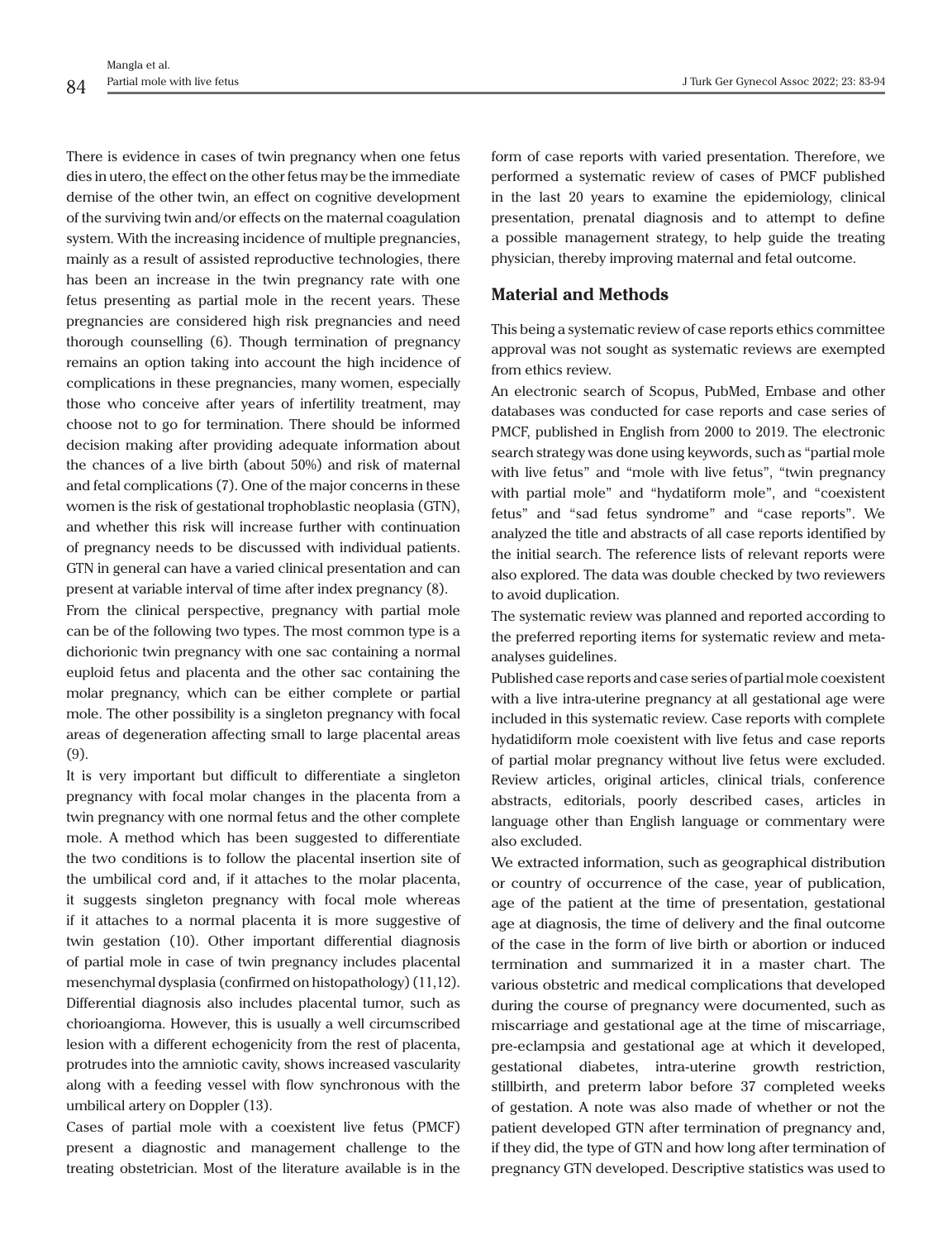There is evidence in cases of twin pregnancy when one fetus dies in utero, the effect on the other fetus may be the immediate demise of the other twin, an effect on cognitive development of the surviving twin and/or effects on the maternal coagulation system. With the increasing incidence of multiple pregnancies, mainly as a result of assisted reproductive technologies, there has been an increase in the twin pregnancy rate with one fetus presenting as partial mole in the recent years. These pregnancies are considered high risk pregnancies and need thorough counselling (6). Though termination of pregnancy remains an option taking into account the high incidence of complications in these pregnancies, many women, especially those who conceive after years of infertility treatment, may choose not to go for termination. There should be informed decision making after providing adequate information about the chances of a live birth (about 50%) and risk of maternal and fetal complications (7). One of the major concerns in these women is the risk of gestational trophoblastic neoplasia (GTN), and whether this risk will increase further with continuation of pregnancy needs to be discussed with individual patients. GTN in general can have a varied clinical presentation and can present at variable interval of time after index pregnancy (8).

From the clinical perspective, pregnancy with partial mole can be of the following two types. The most common type is a dichorionic twin pregnancy with one sac containing a normal euploid fetus and placenta and the other sac containing the molar pregnancy, which can be either complete or partial mole. The other possibility is a singleton pregnancy with focal areas of degeneration affecting small to large placental areas (9).

It is very important but difficult to differentiate a singleton pregnancy with focal molar changes in the placenta from a twin pregnancy with one normal fetus and the other complete mole. A method which has been suggested to differentiate the two conditions is to follow the placental insertion site of the umbilical cord and, if it attaches to the molar placenta, it suggests singleton pregnancy with focal mole whereas if it attaches to a normal placenta it is more suggestive of twin gestation (10). Other important differential diagnosis of partial mole in case of twin pregnancy includes placental mesenchymal dysplasia (confirmed on histopathology) (11,12). Differential diagnosis also includes placental tumor, such as chorioangioma. However, this is usually a well circumscribed lesion with a different echogenicity from the rest of placenta, protrudes into the amniotic cavity, shows increased vascularity along with a feeding vessel with flow synchronous with the umbilical artery on Doppler (13).

Cases of partial mole with a coexistent live fetus (PMCF) present a diagnostic and management challenge to the treating obstetrician. Most of the literature available is in the form of case reports with varied presentation. Therefore, we performed a systematic review of cases of PMCF published in the last 20 years to examine the epidemiology, clinical presentation, prenatal diagnosis and to attempt to define a possible management strategy, to help guide the treating physician, thereby improving maternal and fetal outcome.

## Material and Methods

This being a systematic review of case reports ethics committee approval was not sought as systematic reviews are exempted from ethics review.

An electronic search of Scopus, PubMed, Embase and other databases was conducted for case reports and case series of PMCF, published in English from 2000 to 2019. The electronic search strategy was done using keywords, such as "partial mole with live fetus" and "mole with live fetus", "twin pregnancy with partial mole" and "hydatiform mole", and "coexistent fetus" and "sad fetus syndrome" and "case reports". We analyzed the title and abstracts of all case reports identified by the initial search. The reference lists of relevant reports were also explored. The data was double checked by two reviewers to avoid duplication.

The systematic review was planned and reported according to the preferred reporting items for systematic review and meta-analyses guidelines.

Published case reports and case series of partial mole coexistent with a live intra-uterine pregnancy at all gestational age were included in this systematic review. Case reports with complete hydatidiform mole coexistent with live fetus and case reports of partial molar pregnancy without live fetus were excluded. Review articles, original articles, clinical trials, conference abstracts, editorials, poorly described cases, articles in language other than English language or commentary were also excluded.

We extracted information, such as geographical distribution or country of occurrence of the case, year of publication, age of the patient at the time of presentation, gestational age at diagnosis, the time of delivery and the final outcome of the case in the form of live birth or abortion or induced termination and summarized it in a master chart. The various obstetric and medical complications that developed during the course of pregnancy were documented, such as miscarriage and gestational age at the time of miscarriage, pre-eclampsia and gestational age at which it developed, gestational diabetes, intra-uterine growth restriction, stillbirth, and preterm labor before 37 completed weeks of gestation. A note was also made of whether or not the patient developed GTN after termination of pregnancy and, if they did, the type of GTN and how long after termination of pregnancy GTN developed. Descriptive statistics was used to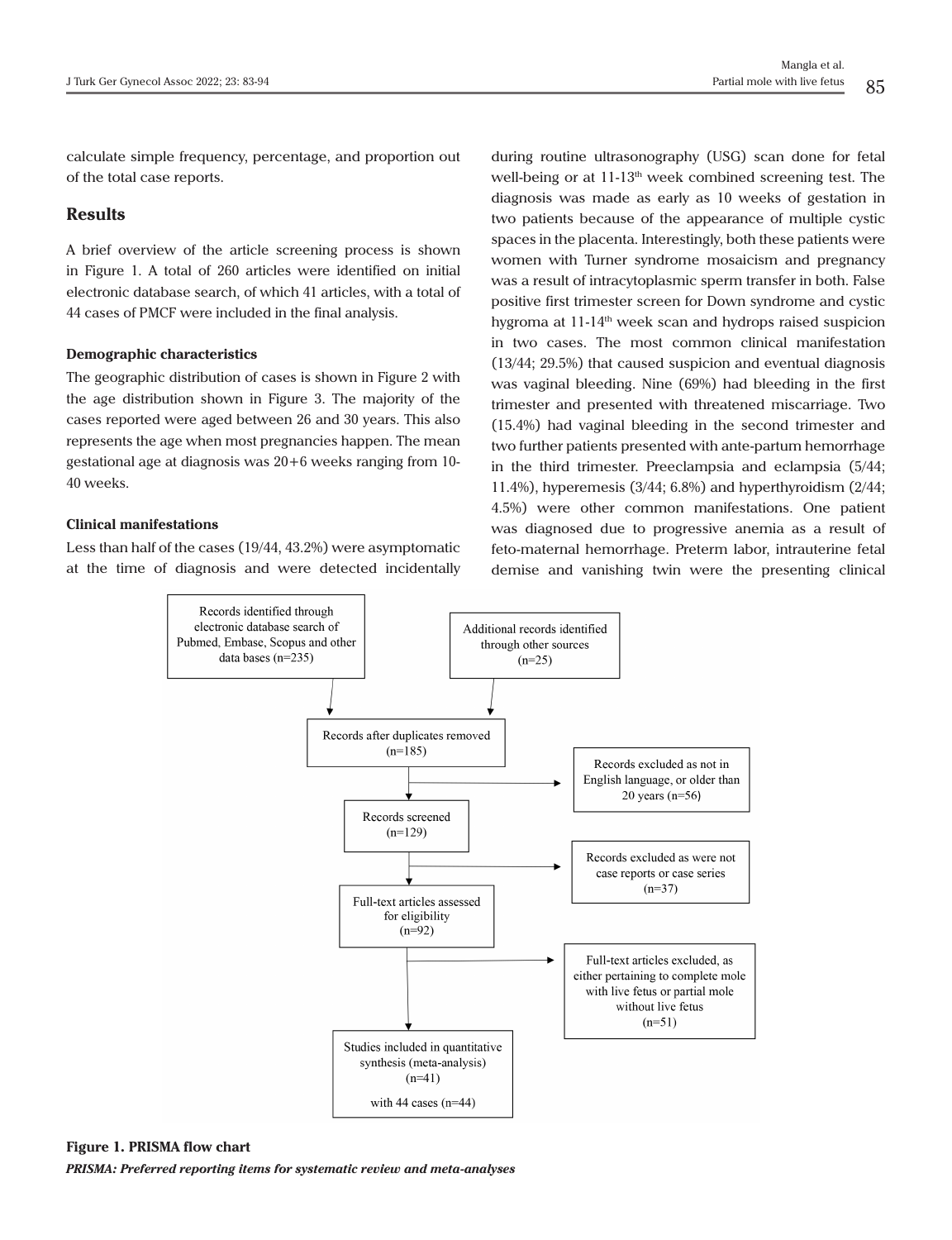calculate simple frequency, percentage, and proportion out of the total case reports.

## Results

A brief overview of the article screening process is shown in Figure 1. A total of 260 articles were identified on initial electronic database search, of which 41 articles, with a total of 44 cases of PMCF were included in the final analysis.

### Demographic characteristics

The geographic distribution of cases is shown in Figure 2 with the age distribution shown in Figure 3. The majority of the cases reported were aged between 26 and 30 years. This also represents the age when most pregnancies happen. The mean gestational age at diagnosis was 20+6 weeks ranging from 10-40 weeks.

### Clinical manifestations

Less than half of the cases (19/44, 43.2%) were asymptomatic at the time of diagnosis and were detected incidentally during routine ultrasonography (USG) scan done for fetal well-being or at 11-13[th] week combined screening test. The diagnosis was made as early as 10 weeks of gestation in two patients because of the appearance of multiple cystic spaces in the placenta. Interestingly, both these patients were women with Turner syndrome mosaicism and pregnancy was a result of intracytoplasmic sperm transfer in both. False positive first trimester screen for Down syndrome and cystic hygroma at 11-14[th] week scan and hydrops raised suspicion in two cases. The most common clinical manifestation (13/44; 29.5%) that caused suspicion and eventual diagnosis was vaginal bleeding. Nine (69%) had bleeding in the first trimester and presented with threatened miscarriage. Two (15.4%) had vaginal bleeding in the second trimester and two further patients presented with ante-partum hemorrhage in the third trimester. Preeclampsia and eclampsia (5/44; 11.4%), hyperemesis (3/44; 6.8%) and hyperthyroidism (2/44; 4.5%) were other common manifestations. One patient was diagnosed due to progressive anemia as a result of feto-maternal hemorrhage. Preterm labor, intrauterine fetal demise and vanishing twin were the presenting clinical

Records identified through electronic database search of Pubmed, Embase, Scopus and other data bases (n=235)

Additional records identified through other sources (n=25)

Records after duplicates removed (n=185)

Records excluded as not in English language, or older than 20 years (n=56)

Records screened (n=129)

Records excluded as were not case reports or case series (n=37)

Full-text articles assessed for eligibility (n=92)

Full-text articles excluded, as either pertaining to complete mole with live fetus or partial mole without live fetus (n=51)

Studies included in quantitative synthesis (meta-analysis) (n=41) with 44 cases (n=44)

**Figure 1. PRISMA flow chart**

***PRISMA: Preferred reporting items for systematic review and meta-analyses***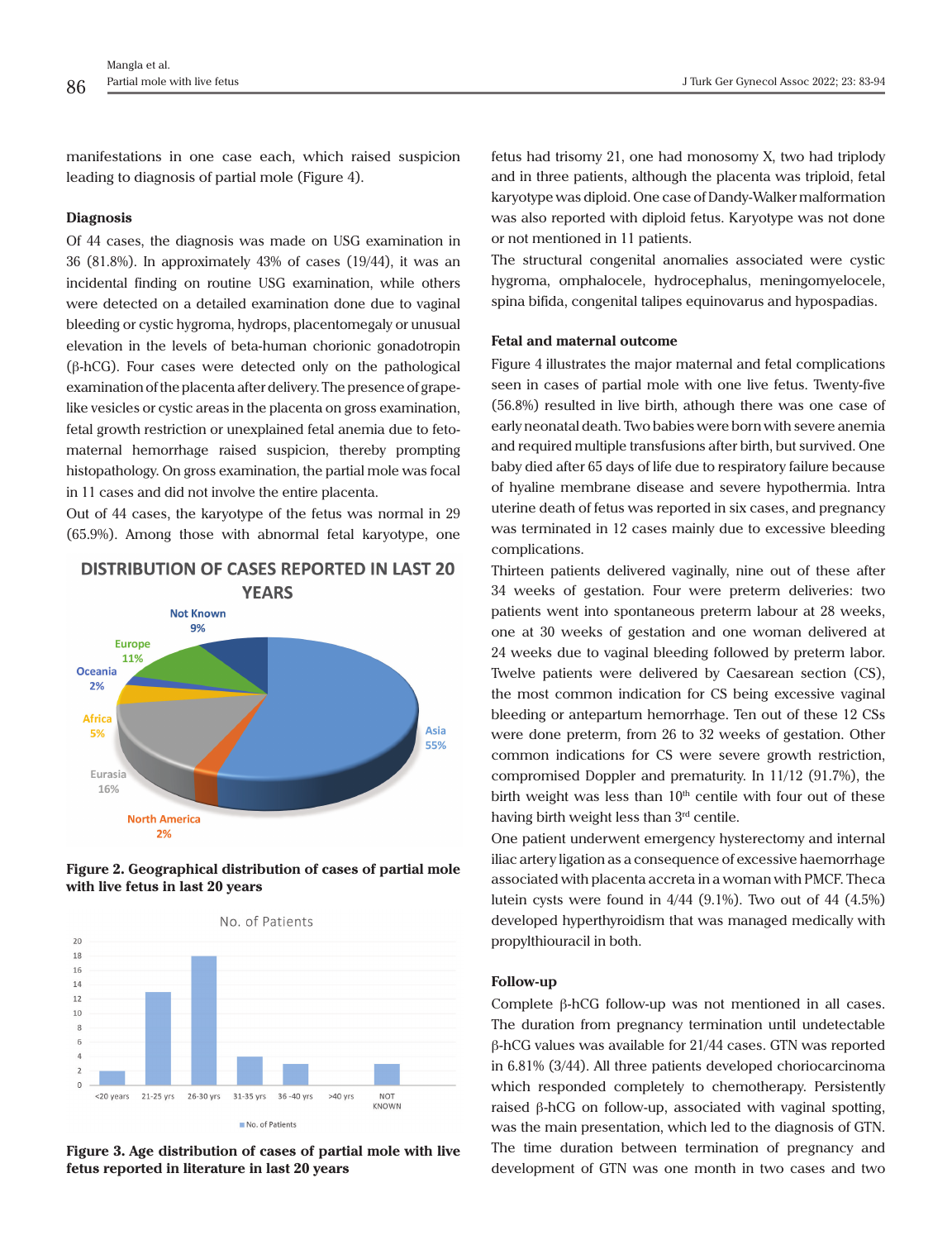manifestations in one case each, which raised suspicion leading to diagnosis of partial mole (Figure 4).

**Diagnosis**

Of 44 cases, the diagnosis was made on USG examination in 36 (81.8%). In approximately 43% of cases (19/44), it was an incidental finding on routine USG examination, while others were detected on a detailed examination done due to vaginal bleeding or cystic hygroma, hydrops, placentomegaly or unusual elevation in the levels of beta-human chorionic gonadotropin (β-hCG). Four cases were detected only on the pathological examination of the placenta after delivery. The presence of grape-like vesicles or cystic areas in the placenta on gross examination, fetal growth restriction or unexplained fetal anemia due to feto-maternal hemorrhage raised suspicion, thereby prompting histopathology. On gross examination, the partial mole was focal in 11 cases and did not involve the entire placenta.

Out of 44 cases, the karyotype of the fetus was normal in 29 (65.9%). Among those with abnormal fetal karyotype, one fetus had trisomy 21, one had monosomy X, two had triplody and in three patients, although the placenta was triploid, fetal karyotype was diploid. One case of Dandy-Walker malformation was also reported with diploid fetus. Karyotype was not done or not mentioned in 11 patients.

The structural congenital anomalies associated were cystic hygroma, omphalocele, hydrocephalus, meningomyelocele, spina bifida, congenital talipes equinovarus and hypospadias.

**Figure 2. Geographical distribution of cases of partial mole with live fetus in last 20 years**

**Figure 3. Age distribution of cases of partial mole with live fetus reported in literature in last 20 years**

**Fetal and maternal outcome**

Figure 4 illustrates the major maternal and fetal complications seen in cases of partial mole with one live fetus. Twenty-five (56.8%) resulted in live birth, athough there was one case of early neonatal death. Two babies were born with severe anemia and required multiple transfusions after birth, but survived. One baby died after 65 days of life due to respiratory failure because of hyaline membrane disease and severe hypothermia. Intra uterine death of fetus was reported in six cases, and pregnancy was terminated in 12 cases mainly due to excessive bleeding complications.

Thirteen patients delivered vaginally, nine out of these after 34 weeks of gestation. Four were preterm deliveries: two patients went into spontaneous preterm labour at 28 weeks, one at 30 weeks of gestation and one woman delivered at 24 weeks due to vaginal bleeding followed by preterm labor. Twelve patients were delivered by Caesarean section (CS), the most common indication for CS being excessive vaginal bleeding or antepartum hemorrhage. Ten out of these 12 CSs were done preterm, from 26 to 32 weeks of gestation. Other common indications for CS were severe growth restriction, compromised Doppler and prematurity. In 11/12 (91.7%), the birth weight was less than 10th centile with four out of these having birth weight less than 3rd centile.

One patient underwent emergency hysterectomy and internal iliac artery ligation as a consequence of excessive haemorrhage associated with placenta accreta in a woman with PMCF. Theca lutein cysts were found in 4/44 (9.1%). Two out of 44 (4.5%) developed hyperthyroidism that was managed medically with propylthiouracil in both.

**Follow-up**

Complete β-hCG follow-up was not mentioned in all cases. The duration from pregnancy termination until undetectable β-hCG values was available for 21/44 cases. GTN was reported in 6.81% (3/44). All three patients developed choriocarcinoma which responded completely to chemotherapy. Persistently raised β-hCG on follow-up, associated with vaginal spotting, was the main presentation, which led to the diagnosis of GTN. The time duration between termination of pregnancy and development of GTN was one month in two cases and two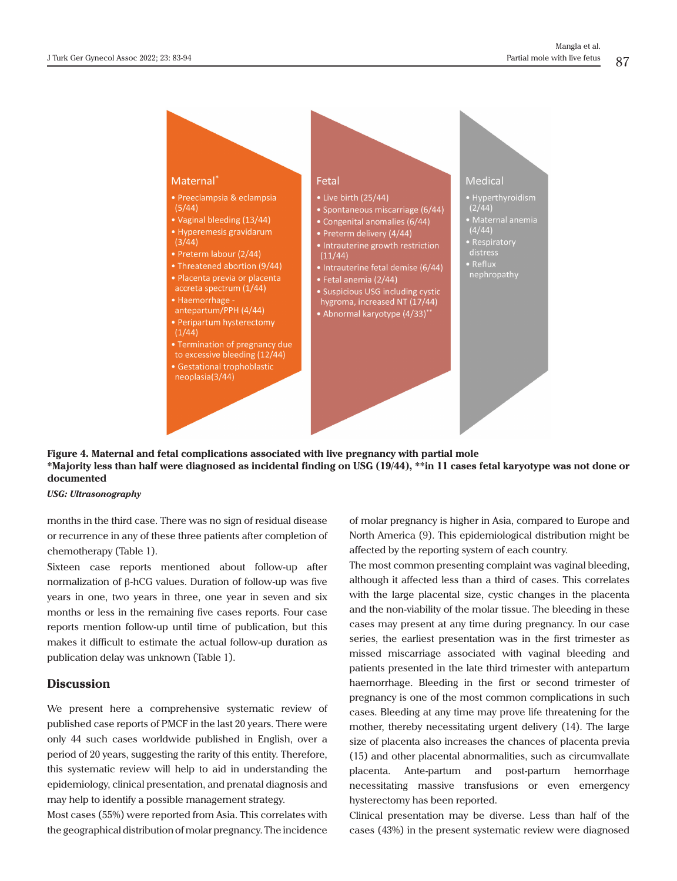**Maternal***

- Preeclampsia & eclampsia (5/44)
- Vaginal bleeding (13/44)
- Hyperemesis gravidarum (3/44)
- Preterm labour (2/44)
- Threatened abortion (9/44)
- Placenta previa or placenta accreta spectrum (1/44)
- Haemorrhage - antepartum/PPH (4/44)
- Peripartum hysterectomy (1/44)
- Termination of pregnancy due to excessive bleeding (12/44)
- Gestational trophoblastic neoplasia(3/44)

**Fetal**

- Live birth (25/44)
- Spontaneous miscarriage (6/44)
- Congenital anomalies (6/44)
- Preterm delivery (4/44)
- Intrauterine growth restriction (11/44)
- Intrauterine fetal demise (6/44)
- Fetal anemia (2/44)
- Suspicious USG including cystic hygroma, increased NT (17/44)
- Abnormal karyotype (4/33)**

**Medical**

- Hyperthyroidism (2/44)
- Maternal anemia (4/44)
- Respiratory distress
- Reflux nephropathy

**Figure 4. Maternal and fetal complications associated with live pregnancy with partial mole**
***Majority less than half were diagnosed as incidental finding on USG (19/44), **in 11 cases fetal karyotype was not done or documented**

***USG: Ultrasonography***

months in the third case. There was no sign of residual disease or recurrence in any of these three patients after completion of chemotherapy (Table 1).

Sixteen case reports mentioned about follow-up after normalization of β-hCG values. Duration of follow-up was five years in one, two years in three, one year in seven and six months or less in the remaining five cases reports. Four case reports mention follow-up until time of publication, but this makes it difficult to estimate the actual follow-up duration as publication delay was unknown (Table 1).

## Discussion

We present here a comprehensive systematic review of published case reports of PMCF in the last 20 years. There were only 44 such cases worldwide published in English, over a period of 20 years, suggesting the rarity of this entity. Therefore, this systematic review will help to aid in understanding the epidemiology, clinical presentation, and prenatal diagnosis and may help to identify a possible management strategy.

Most cases (55%) were reported from Asia. This correlates with the geographical distribution of molar pregnancy. The incidence of molar pregnancy is higher in Asia, compared to Europe and North America (9). This epidemiological distribution might be affected by the reporting system of each country.

The most common presenting complaint was vaginal bleeding, although it affected less than a third of cases. This correlates with the large placental size, cystic changes in the placenta and the non-viability of the molar tissue. The bleeding in these cases may present at any time during pregnancy. In our case series, the earliest presentation was in the first trimester as missed miscarriage associated with vaginal bleeding and patients presented in the late third trimester with antepartum haemorrhage. Bleeding in the first or second trimester of pregnancy is one of the most common complications in such cases. Bleeding at any time may prove life threatening for the mother, thereby necessitating urgent delivery (14). The large size of placenta also increases the chances of placenta previa (15) and other placental abnormalities, such as circumvallate placenta. Ante-partum and post-partum hemorrhage necessitating massive transfusions or even emergency hysterectomy has been reported.

Clinical presentation may be diverse. Less than half of the cases (43%) in the present systematic review were diagnosed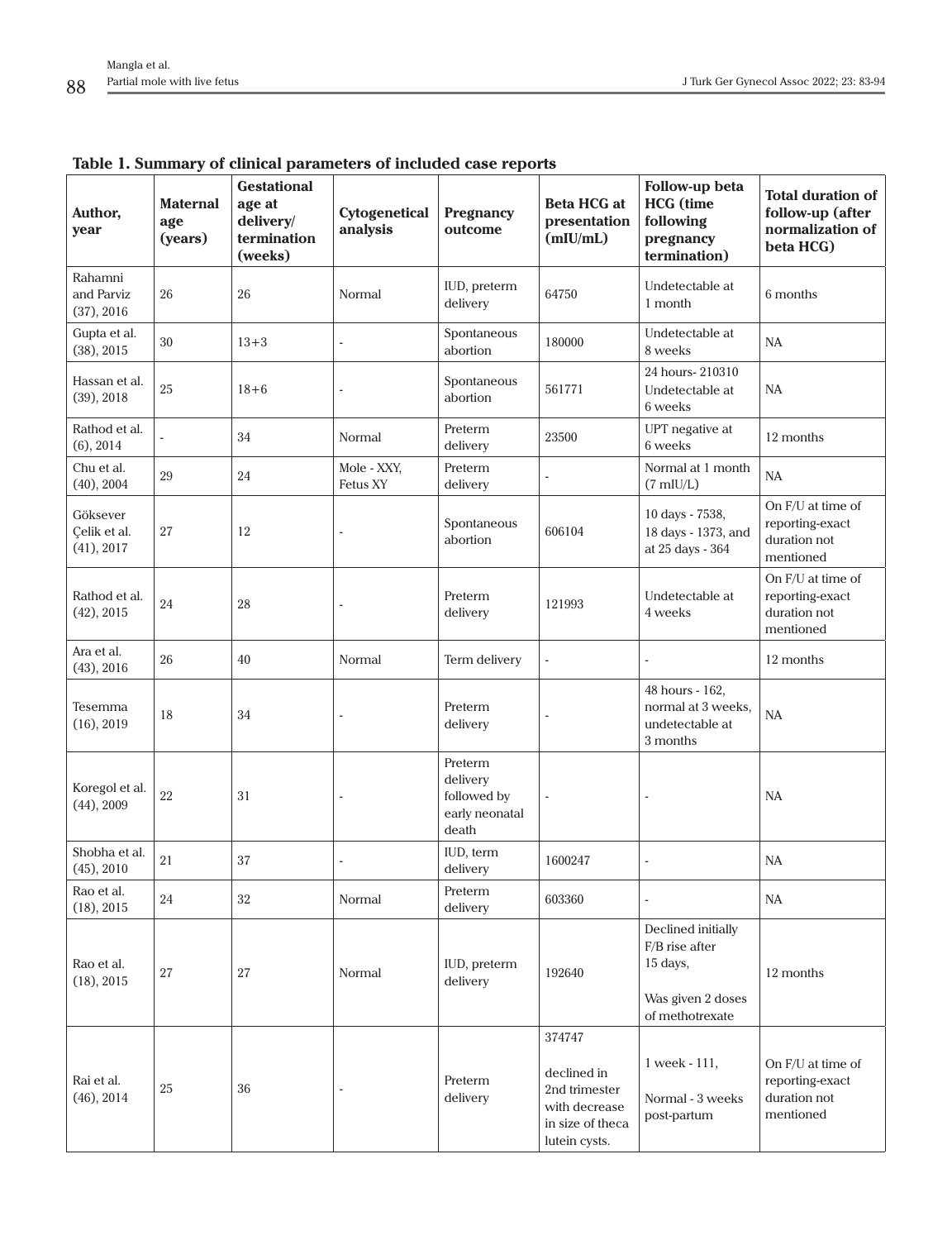**Table 1. Summary of clinical parameters of included case reports**

| Author, year | Maternal age (years) | Gestational age at delivery/ termination (weeks) | Cytogenetical analysis | Pregnancy outcome | Beta HCG at presentation (mIU/mL) | Follow-up beta HCG (time following pregnancy termination) | Total duration of follow-up (after normalization of beta HCG) |
|---|---|---|---|---|---|---|---|
| Rahamni and Parviz (37), 2016 | 26 | 26 | Normal | IUD, preterm delivery | 64750 | Undetectable at 1 month | 6 months |
| Gupta et al. (38), 2015 | 30 | 13+3 | - | Spontaneous abortion | 180000 | Undetectable at 8 weeks | NA |
| Hassan et al. (39), 2018 | 25 | 18+6 | - | Spontaneous abortion | 561771 | 24 hours- 210310 Undetectable at 6 weeks | NA |
| Rathod et al. (6), 2014 | - | 34 | Normal | Preterm delivery | 23500 | UPT negative at 6 weeks | 12 months |
| Chu et al. (40), 2004 | 29 | 24 | Mole - XXY, Fetus XY | Preterm delivery | - | Normal at 1 month (7 mIU/L) | NA |
| Göksever Çelik et al. (41), 2017 | 27 | 12 | - | Spontaneous abortion | 606104 | 10 days - 7538, 18 days - 1373, and at 25 days - 364 | On F/U at time of reporting-exact duration not mentioned |
| Rathod et al. (42), 2015 | 24 | 28 | - | Preterm delivery | 121993 | Undetectable at 4 weeks | On F/U at time of reporting-exact duration not mentioned |
| Ara et al. (43), 2016 | 26 | 40 | Normal | Term delivery | - | - | 12 months |
| Tesemma (16), 2019 | 18 | 34 | - | Preterm delivery | - | 48 hours - 162, normal at 3 weeks, undetectable at 3 months | NA |
| Koregol et al. (44), 2009 | 22 | 31 | - | Preterm delivery followed by early neonatal death | - | - | NA |
| Shobha et al. (45), 2010 | 21 | 37 | - | IUD, term delivery | 1600247 | - | NA |
| Rao et al. (18), 2015 | 24 | 32 | Normal | Preterm delivery | 603360 | - | NA |
| Rao et al. (18), 2015 | 27 | 27 | Normal | IUD, preterm delivery | 192640 | Declined initially F/B rise after 15 days, Was given 2 doses of methotrexate | 12 months |
| Rai et al. (46), 2014 | 25 | 36 | - | Preterm delivery | 374747 declined in 2nd trimester with decrease in size of theca lutein cysts. | 1 week - 111, Normal - 3 weeks post-partum | On F/U at time of reporting-exact duration not mentioned |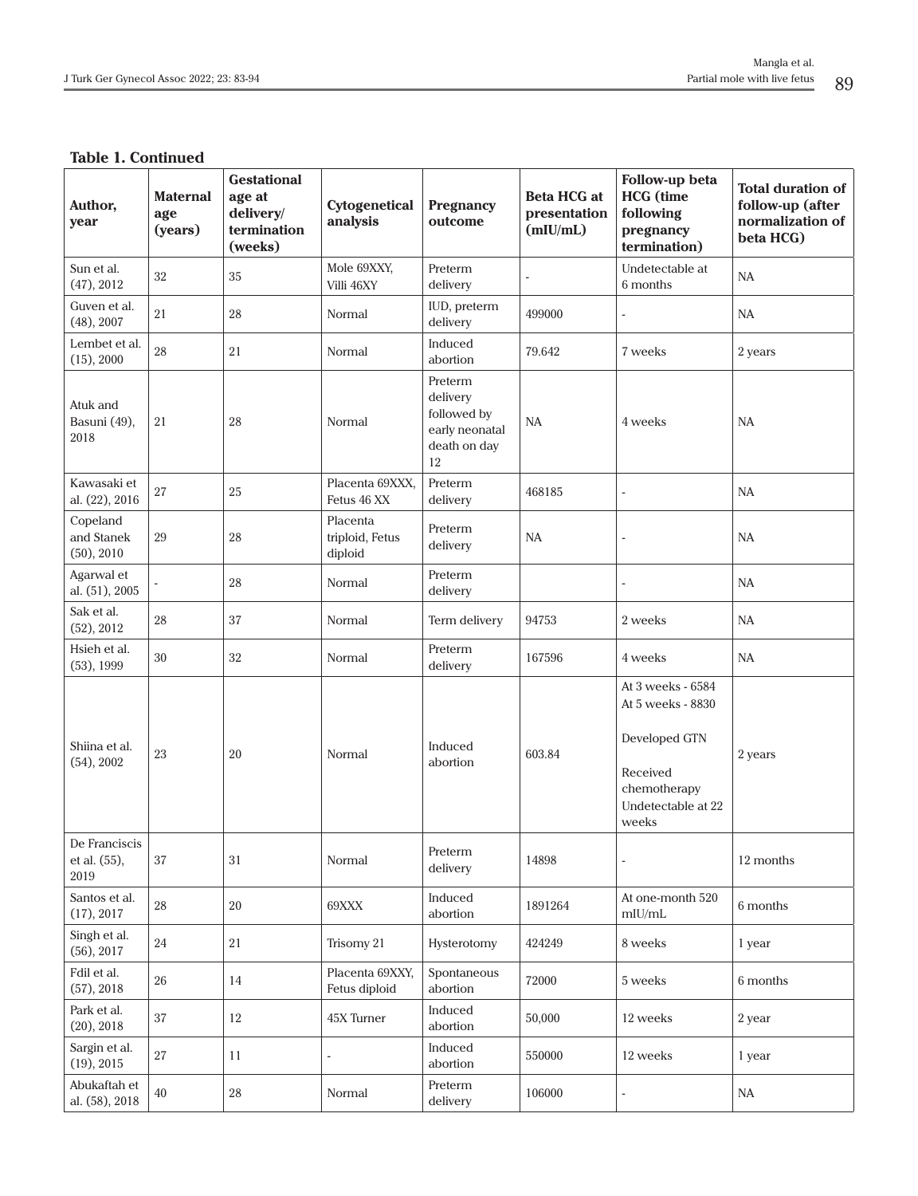**Table 1. Continued**

| Author, year | Maternal age (years) | Gestational age at delivery/ termination (weeks) | Cytogenetical analysis | Pregnancy outcome | Beta HCG at presentation (mIU/mL) | Follow-up beta HCG (time following pregnancy termination) | Total duration of follow-up (after normalization of beta HCG) |
|---|---|---|---|---|---|---|---|
| Sun et al. (47), 2012 | 32 | 35 | Mole 69XXY, Villi 46XY | Preterm delivery | - | Undetectable at 6 months | NA |
| Guven et al. (48), 2007 | 21 | 28 | Normal | IUD, preterm delivery | 499000 | - | NA |
| Lembet et al. (15), 2000 | 28 | 21 | Normal | Induced abortion | 79.642 | 7 weeks | 2 years |
| Atuk and Basuni (49), 2018 | 21 | 28 | Normal | Preterm delivery followed by early neonatal death on day 12 | NA | 4 weeks | NA |
| Kawasaki et al. (22), 2016 | 27 | 25 | Placenta 69XXX, Fetus 46 XX | Preterm delivery | 468185 | - | NA |
| Copeland and Stanek (50), 2010 | 29 | 28 | Placenta triploid, Fetus diploid | Preterm delivery | NA | - | NA |
| Agarwal et al. (51), 2005 | - | 28 | Normal | Preterm delivery | | - | NA |
| Sak et al. (52), 2012 | 28 | 37 | Normal | Term delivery | 94753 | 2 weeks | NA |
| Hsieh et al. (53), 1999 | 30 | 32 | Normal | Preterm delivery | 167596 | 4 weeks | NA |
| Shiina et al. (54), 2002 | 23 | 20 | Normal | Induced abortion | 603.84 | At 3 weeks - 6584<br>At 5 weeks - 8830<br>Developed GTN<br>Received chemotherapy<br>Undetectable at 22 weeks | 2 years |
| De Franciscis et al. (55), 2019 | 37 | 31 | Normal | Preterm delivery | 14898 | - | 12 months |
| Santos et al. (17), 2017 | 28 | 20 | 69XXX | Induced abortion | 1891264 | At one-month 520 mIU/mL | 6 months |
| Singh et al. (56), 2017 | 24 | 21 | Trisomy 21 | Hysterotomy | 424249 | 8 weeks | 1 year |
| Fdil et al. (57), 2018 | 26 | 14 | Placenta 69XXY, Fetus diploid | Spontaneous abortion | 72000 | 5 weeks | 6 months |
| Park et al. (20), 2018 | 37 | 12 | 45X Turner | Induced abortion | 50,000 | 12 weeks | 2 year |
| Sargin et al. (19), 2015 | 27 | 11 | - | Induced abortion | 550000 | 12 weeks | 1 year |
| Abukaftah et al. (58), 2018 | 40 | 28 | Normal | Preterm delivery | 106000 | - | NA |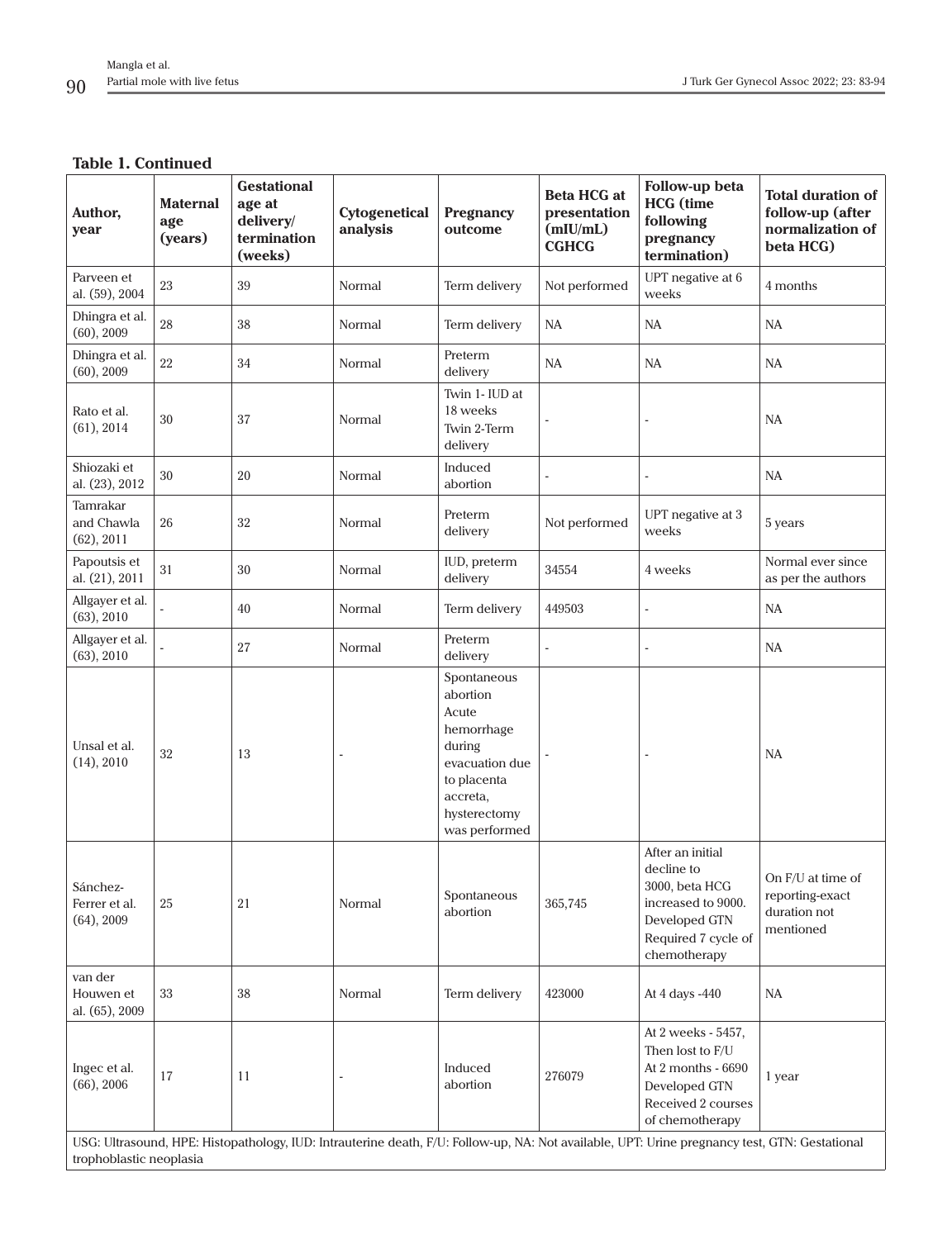**Table 1. Continued**

| Author, year | Maternal age (years) | Gestational age at delivery/ termination (weeks) | Cytogenetical analysis | Pregnancy outcome | Beta HCG at presentation (mIU/mL) CGHCG | Follow-up beta HCG (time following pregnancy termination) | Total duration of follow-up (after normalization of beta HCG) |
|---|---|---|---|---|---|---|---|
| Parveen et al. (59), 2004 | 23 | 39 | Normal | Term delivery | Not performed | UPT negative at 6 weeks | 4 months |
| Dhingra et al. (60), 2009 | 28 | 38 | Normal | Term delivery | NA | NA | NA |
| Dhingra et al. (60), 2009 | 22 | 34 | Normal | Preterm delivery | NA | NA | NA |
| Rato et al. (61), 2014 | 30 | 37 | Normal | Twin 1- IUD at 18 weeks Twin 2-Term delivery | - | - | NA |
| Shiozaki et al. (23), 2012 | 30 | 20 | Normal | Induced abortion | - | - | NA |
| Tamrakar and Chawla (62), 2011 | 26 | 32 | Normal | Preterm delivery | Not performed | UPT negative at 3 weeks | 5 years |
| Papoutsis et al. (21), 2011 | 31 | 30 | Normal | IUD, preterm delivery | 34554 | 4 weeks | Normal ever since as per the authors |
| Allgayer et al. (63), 2010 | - | 40 | Normal | Term delivery | 449503 | - | NA |
| Allgayer et al. (63), 2010 | - | 27 | Normal | Preterm delivery | - | - | NA |
| Unsal et al. (14), 2010 | 32 | 13 | - | Spontaneous abortion Acute hemorrhage during evacuation due to placenta accreta, hysterectomy was performed | - | - | NA |
| Sánchez-Ferrer et al. (64), 2009 | 25 | 21 | Normal | Spontaneous abortion | 365,745 | After an initial decline to 3000, beta HCG increased to 9000. Developed GTN Required 7 cycle of chemotherapy | On F/U at time of reporting-exact duration not mentioned |
| van der Houwen et al. (65), 2009 | 33 | 38 | Normal | Term delivery | 423000 | At 4 days -440 | NA |
| Ingec et al. (66), 2006 | 17 | 11 | - | Induced abortion | 276079 | At 2 weeks - 5457, Then lost to F/U At 2 months - 6690 Developed GTN Received 2 courses of chemotherapy | 1 year |

USG: Ultrasound, HPE: Histopathology, IUD: Intrauterine death, F/U: Follow-up, NA: Not available, UPT: Urine pregnancy test, GTN: Gestational trophoblastic neoplasia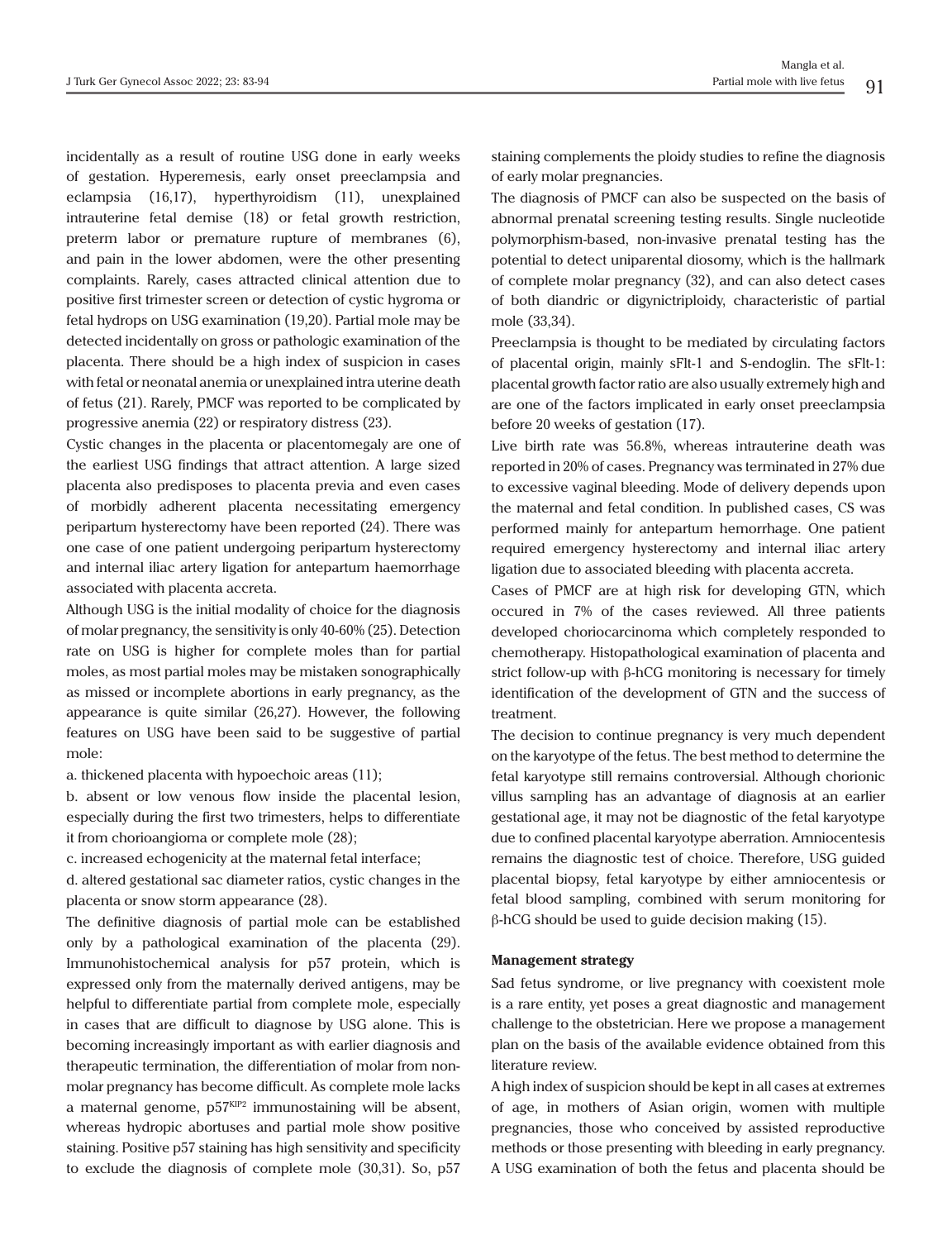incidentally as a result of routine USG done in early weeks of gestation. Hyperemesis, early onset preeclampsia and eclampsia (16,17), hyperthyroidism (11), unexplained intrauterine fetal demise (18) or fetal growth restriction, preterm labor or premature rupture of membranes (6), and pain in the lower abdomen, were the other presenting complaints. Rarely, cases attracted clinical attention due to positive first trimester screen or detection of cystic hygroma or fetal hydrops on USG examination (19,20). Partial mole may be detected incidentally on gross or pathologic examination of the placenta. There should be a high index of suspicion in cases with fetal or neonatal anemia or unexplained intra uterine death of fetus (21). Rarely, PMCF was reported to be complicated by progressive anemia (22) or respiratory distress (23).

Cystic changes in the placenta or placentomegaly are one of the earliest USG findings that attract attention. A large sized placenta also predisposes to placenta previa and even cases of morbidly adherent placenta necessitating emergency peripartum hysterectomy have been reported (24). There was one case of one patient undergoing peripartum hysterectomy and internal iliac artery ligation for antepartum haemorrhage associated with placenta accreta.

Although USG is the initial modality of choice for the diagnosis of molar pregnancy, the sensitivity is only 40-60% (25). Detection rate on USG is higher for complete moles than for partial moles, as most partial moles may be mistaken sonographically as missed or incomplete abortions in early pregnancy, as the appearance is quite similar (26,27). However, the following features on USG have been said to be suggestive of partial mole:

a. thickened placenta with hypoechoic areas (11);

b. absent or low venous flow inside the placental lesion, especially during the first two trimesters, helps to differentiate it from chorioangioma or complete mole (28);

c. increased echogenicity at the maternal fetal interface;

d. altered gestational sac diameter ratios, cystic changes in the placenta or snow storm appearance (28).

The definitive diagnosis of partial mole can be established only by a pathological examination of the placenta (29). Immunohistochemical analysis for p57 protein, which is expressed only from the maternally derived antigens, may be helpful to differentiate partial from complete mole, especially in cases that are difficult to diagnose by USG alone. This is becoming increasingly important as with earlier diagnosis and therapeutic termination, the differentiation of molar from non-molar pregnancy has become difficult. As complete mole lacks a maternal genome, $p57^{KIP2}$ immunostaining will be absent, whereas hydropic abortuses and partial mole show positive staining. Positive p57 staining has high sensitivity and specificity to exclude the diagnosis of complete mole (30,31). So, p57 staining complements the ploidy studies to refine the diagnosis of early molar pregnancies.

The diagnosis of PMCF can also be suspected on the basis of abnormal prenatal screening testing results. Single nucleotide polymorphism-based, non-invasive prenatal testing has the potential to detect uniparental diosomy, which is the hallmark of complete molar pregnancy (32), and can also detect cases of both diandric or digynictriploidy, characteristic of partial mole (33,34).

Preeclampsia is thought to be mediated by circulating factors of placental origin, mainly sFlt-1 and S-endoglin. The sFlt-1: placental growth factor ratio are also usually extremely high and are one of the factors implicated in early onset preeclampsia before 20 weeks of gestation (17).

Live birth rate was 56.8%, whereas intrauterine death was reported in 20% of cases. Pregnancy was terminated in 27% due to excessive vaginal bleeding. Mode of delivery depends upon the maternal and fetal condition. In published cases, CS was performed mainly for antepartum hemorrhage. One patient required emergency hysterectomy and internal iliac artery ligation due to associated bleeding with placenta accreta.

Cases of PMCF are at high risk for developing GTN, which occured in 7% of the cases reviewed. All three patients developed choriocarcinoma which completely responded to chemotherapy. Histopathological examination of placenta and strict follow-up with β-hCG monitoring is necessary for timely identification of the development of GTN and the success of treatment.

The decision to continue pregnancy is very much dependent on the karyotype of the fetus. The best method to determine the fetal karyotype still remains controversial. Although chorionic villus sampling has an advantage of diagnosis at an earlier gestational age, it may not be diagnostic of the fetal karyotype due to confined placental karyotype aberration. Amniocentesis remains the diagnostic test of choice. Therefore, USG guided placental biopsy, fetal karyotype by either amniocentesis or fetal blood sampling, combined with serum monitoring for β-hCG should be used to guide decision making (15).

**Management strategy**

Sad fetus syndrome, or live pregnancy with coexistent mole is a rare entity, yet poses a great diagnostic and management challenge to the obstetrician. Here we propose a management plan on the basis of the available evidence obtained from this literature review.

A high index of suspicion should be kept in all cases at extremes of age, in mothers of Asian origin, women with multiple pregnancies, those who conceived by assisted reproductive methods or those presenting with bleeding in early pregnancy. A USG examination of both the fetus and placenta should be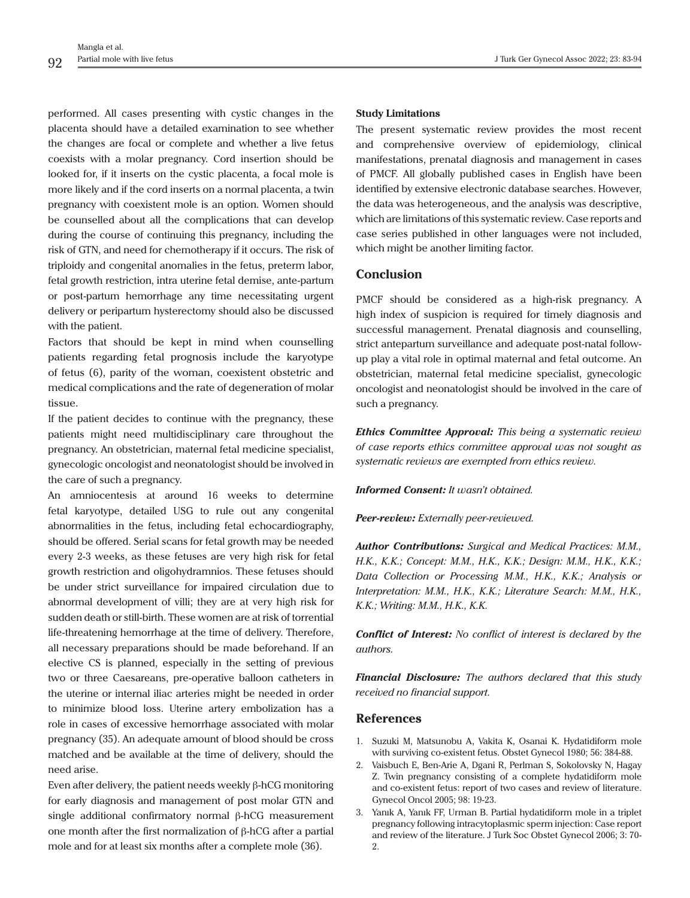performed. All cases presenting with cystic changes in the placenta should have a detailed examination to see whether the changes are focal or complete and whether a live fetus coexists with a molar pregnancy. Cord insertion should be looked for, if it inserts on the cystic placenta, a focal mole is more likely and if the cord inserts on a normal placenta, a twin pregnancy with coexistent mole is an option. Women should be counselled about all the complications that can develop during the course of continuing this pregnancy, including the risk of GTN, and need for chemotherapy if it occurs. The risk of triploidy and congenital anomalies in the fetus, preterm labor, fetal growth restriction, intra uterine fetal demise, ante-partum or post-partum hemorrhage any time necessitating urgent delivery or peripartum hysterectomy should also be discussed with the patient.

Factors that should be kept in mind when counselling patients regarding fetal prognosis include the karyotype of fetus (6), parity of the woman, coexistent obstetric and medical complications and the rate of degeneration of molar tissue.

If the patient decides to continue with the pregnancy, these patients might need multidisciplinary care throughout the pregnancy. An obstetrician, maternal fetal medicine specialist, gynecologic oncologist and neonatologist should be involved in the care of such a pregnancy.

An amniocentesis at around 16 weeks to determine fetal karyotype, detailed USG to rule out any congenital abnormalities in the fetus, including fetal echocardiography, should be offered. Serial scans for fetal growth may be needed every 2-3 weeks, as these fetuses are very high risk for fetal growth restriction and oligohydramnios. These fetuses should be under strict surveillance for impaired circulation due to abnormal development of villi; they are at very high risk for sudden death or still-birth. These women are at risk of torrential life-threatening hemorrhage at the time of delivery. Therefore, all necessary preparations should be made beforehand. If an elective CS is planned, especially in the setting of previous two or three Caesareans, pre-operative balloon catheters in the uterine or internal iliac arteries might be needed in order to minimize blood loss. Uterine artery embolization has a role in cases of excessive hemorrhage associated with molar pregnancy (35). An adequate amount of blood should be cross matched and be available at the time of delivery, should the need arise.

Even after delivery, the patient needs weekly β-hCG monitoring for early diagnosis and management of post molar GTN and single additional confirmatory normal β-hCG measurement one month after the first normalization of β-hCG after a partial mole and for at least six months after a complete mole (36).

**Study Limitations**

The present systematic review provides the most recent and comprehensive overview of epidemiology, clinical manifestations, prenatal diagnosis and management in cases of PMCF. All globally published cases in English have been identified by extensive electronic database searches. However, the data was heterogeneous, and the analysis was descriptive, which are limitations of this systematic review. Case reports and case series published in other languages were not included, which might be another limiting factor.

## Conclusion

PMCF should be considered as a high-risk pregnancy. A high index of suspicion is required for timely diagnosis and successful management. Prenatal diagnosis and counselling, strict antepartum surveillance and adequate post-natal follow-up play a vital role in optimal maternal and fetal outcome. An obstetrician, maternal fetal medicine specialist, gynecologic oncologist and neonatologist should be involved in the care of such a pregnancy.

***Ethics Committee Approval:*** *This being a systematic review of case reports ethics committee approval was not sought as systematic reviews are exempted from ethics review.*

***Informed Consent:*** *It wasn't obtained.*

***Peer-review:*** *Externally peer-reviewed.*

***Author Contributions:*** *Surgical and Medical Practices: M.M., H.K., K.K.; Concept: M.M., H.K., K.K.; Design: M.M., H.K., K.K.; Data Collection or Processing M.M., H.K., K.K.; Analysis or Interpretation: M.M., H.K., K.K.; Literature Search: M.M., H.K., K.K.; Writing: M.M., H.K., K.K.*

***Conflict of Interest:*** *No conflict of interest is declared by the authors.*

***Financial Disclosure:*** *The authors declared that this study received no financial support.*

## References

1. Suzuki M, Matsunobu A, Vakita K, Osanai K. Hydatidiform mole with surviving co-existent fetus. Obstet Gynecol 1980; 56: 384-88.
2. Vaisbuch E, Ben-Arie A, Dgani R, Perlman S, Sokolovsky N, Hagay Z. Twin pregnancy consisting of a complete hydatidiform mole and co-existent fetus: report of two cases and review of literature. Gynecol Oncol 2005; 98: 19-23.
3. Yanık A, Yanık FF, Urman B. Partial hydatidiform mole in a triplet pregnancy following intracytoplasmic sperm injection: Case report and review of the literature. J Turk Soc Obstet Gynecol 2006; 3: 70-2.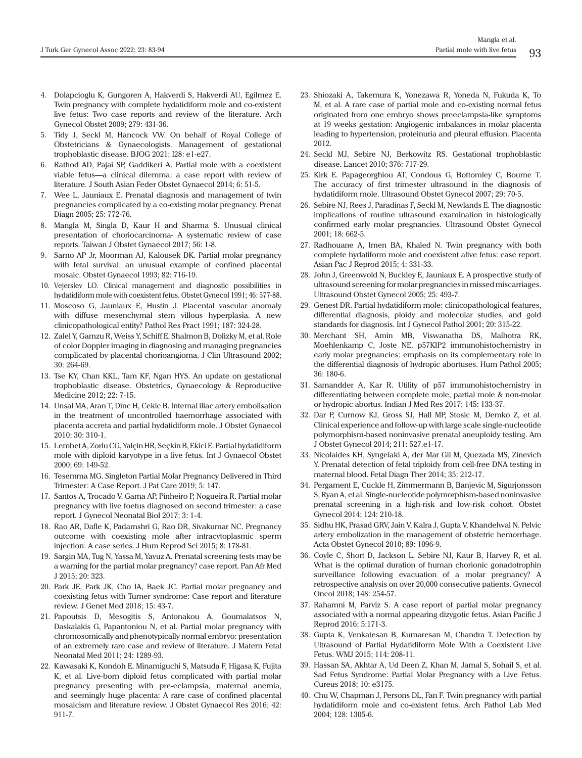4. Dolapcioglu K, Gungoren A, Hakverdi S, Hakverdi AU, Egilmez E. Twin pregnancy with complete hydatidiform mole and co-existent live fetus: Two case reports and review of the literature. Arch Gynecol Obstet 2009; 279: 431-36.
5. Tidy J, Seckl M, Hancock VW. On behalf of Royal College of Obstetricians & Gynaecologists. Management of gestational trophoblastic disease. BJOG 2021; I28: e1-e27.
6. Rathod AD, Pajai SP, Gaddikeri A. Partial mole with a coexistent viable fetus—a clinical dilemma: a case report with review of literature. J South Asian Feder Obstet Gynaecol 2014; 6: 51-5.
7. Wee L, Jauniaux E. Prenatal diagnosis and management of twin pregnancies complicated by a co-existing molar pregnancy. Prenat Diagn 2005; 25: 772-76.
8. Mangla M, Singla D, Kaur H and Sharma S. Unusual clinical presentation of choriocarcinoma- A systematic review of case reports. Taiwan J Obstet Gynaecol 2017; 56: 1-8.
9. Sarno AP Jr, Moorman AJ, Kalousek DK. Partial molar pregnancy with fetal survival: an unusual example of confined placental mosaic. Obstet Gynaecol 1993; 82: 716-19.
10. Vejerslev LO. Clinical management and diagnostic possibilities in hydatidiform mole with coexistent fetus. Obstet Gynecol 1991; 46: 577-88.
11. Moscoso G, Jauniaux E, Hustin J. Placental vascular anomaly with diffuse mesenchymal stem villous hyperplasia. A new clinicopathological entity? Pathol Res Pract 1991; 187: 324-28.
12. Zalel Y, Gamzu R, Weiss Y, Schiff E, Shalmon B, Dolizky M, et al. Role of color Doppler imaging in diagnosing and managing pregnancies complicated by placental chorioangioma. J Clin Ultrasound 2002; 30: 264-69.
13. Tse KY, Chan KKL, Tam KF, Ngan HYS. An update on gestational trophoblastic disease. Obstetrics, Gynaecology & Reproductive Medicine 2012; 22: 7-15.
14. Unsal MA, Aran T, Dinc H, Cekic B. Internal iliac artery embolisation in the treatment of uncontrolled haemorrhage associated with placenta accreta and partial hydatidiform mole. J Obstet Gynaecol 2010; 30: 310-1.
15. Lembet A, Zorlu CG, Yalçin HR, Seçkin B, Ekici E. Partial hydatidiform mole with diploid karyotype in a live fetus. Int J Gynaecol Obstet 2000; 69: 149-52.
16. Tesemma MG. Singleton Partial Molar Pregnancy Delivered in Third Trimester: A Case Report. J Pat Care 2019; 5: 147.
17. Santos A, Trocado V, Gama AP, Pinheiro P, Nogueira R. Partial molar pregnancy with live foetus diagnosed on second trimester: a case report. J Gynecol Neonatal Biol 2017; 3: 1-4.
18. Rao AR, Dafle K, Padamshri G, Rao DR, Sivakumar NC. Pregnancy outcome with coexisting mole after intracytoplasmic sperm injection: A case series. J Hum Reprod Sci 2015; 8: 178-81.
19. Sargin MA, Tug N, Yassa M, Yavuz A. Prenatal screening tests may be a warning for the partial molar pregnancy? case report. Pan Afr Med J 2015; 20: 323.
20. Park JE, Park JK, Cho IA, Baek JC. Partial molar pregnancy and coexisting fetus with Turner syndrome: Case report and literature review. J Genet Med 2018; 15: 43-7.
21. Papoutsis D, Mesogitis S, Antonakou A, Goumalatsos N, Daskalakis G, Papantoniou N, et al. Partial molar pregnancy with chromosomically and phenotypically normal embryo: presentation of an extremely rare case and review of literature. J Matern Fetal Neonatal Med 2011; 24: 1289-93.
22. Kawasaki K, Kondoh E, Minamiguchi S, Matsuda F, Higasa K, Fujita K, et al. Live-born diploid fetus complicated with partial molar pregnancy presenting with pre-eclampsia, maternal anemia, and seemingly huge placenta: A rare case of confined placental mosaicism and literature review. J Obstet Gynaecol Res 2016; 42: 911-7.
23. Shiozaki A, Takemura K, Yonezawa R, Yoneda N, Fukuda K, To M, et al. A rare case of partial mole and co-existing normal fetus originated from one embryo shows preeclampsia-like symptoms at 19 weeks gestation: Angiogenic imbalances in molar placenta leading to hypertension, proteinuria and pleural effusion. Placenta 2012.
24. Seckl MJ, Sebire NJ, Berkowitz RS. Gestational trophoblastic disease. Lancet 2010; 376: 717-29.
25. Kirk E. Papageorghiou AT, Condous G, Bottomley C, Bourne T. The accuracy of first trimester ultrasound in the diagnosis of hydatidiform mole. Ultrasound Obstet Gynecol 2007; 29: 70-5.
26. Sebire NJ, Rees J, Paradinas F, Seckl M, Newlands E. The diagnostic implications of routine ultrasound examination in histologically confirmed early molar pregnancies. Ultrasound Obstet Gynecol 2001; 18: 662-5.
27. Radhouane A, Imen BA, Khaled N. Twin pregnancy with both complete hydatiform mole and coexistent alive fetus: case report. Asian Pac J Reprod 2015; 4: 331-33.
28. John J, Greenwold N, Buckley E, Jauniaux E. A prospective study of ultrasound screening for molar pregnancies in missed miscarriages. Ultrasound Obstet Gynecol 2005; 25: 493-7.
29. Genest DR. Partial hydatidiform mole: clinicopathological features, differential diagnosis, ploidy and molecular studies, and gold standards for diagnosis. Int J Gynecol Pathol 2001; 20: 315-22.
30. Merchant SH, Amin MB, Viswanatha DS, Malhotra RK, Moehlenkamp C, Joste NE. p57KIP2 immunohistochemistry in early molar pregnancies: emphasis on its complementary role in the differential diagnosis of hydropic abortuses. Hum Pathol 2005; 36: 180-6.
31. Samandder A, Kar R. Utility of p57 immunohistochemistry in differentiating between complete mole, partial mole & non-molar or hydropic abortus. Indian J Med Res 2017; 145: 133-37.
32. Dar P, Curnow KJ, Gross SJ, Hall MP, Stosic M, Demko Z, et al. Clinical experience and follow-up with large scale single-nucleotide polymorphism-based noninvasive prenatal aneuploidy testing. Am J Obstet Gynecol 2014; 211: 527.e1-17.
33. Nicolaides KH, Syngelaki A, der Mar Gil M, Quezada MS, Zinevich Y. Prenatal detection of fetal triploidy from cell-free DNA testing in maternal blood. Fetal Diagn Ther 2014; 35: 212-17.
34. Pergament E, Cuckle H, Zimmermann B, Banjevic M, Sigurjonsson S, Ryan A, et al. Single-nucleotide polymorphism-based noninvasive prenatal screening in a high-risk and low-risk cohort. Obstet Gynecol 2014; 124: 210-18.
35. Sidhu HK, Prasad GRV, Jain V, Kalra J, Gupta V, Khandelwal N. Pelvic artery embolization in the management of obstetric hemorrhage. Acta Obstet Gynecol 2010; 89: 1096-9.
36. Coyle C, Short D, Jackson L, Sebire NJ, Kaur B, Harvey R, et al. What is the optimal duration of human chorionic gonadotrophin surveillance following evacuation of a molar pregnancy? A retrospective analysis on over 20,000 consecutive patients. Gynecol Oncol 2018; 148: 254-57.
37. Rahamni M, Parviz S. A case report of partial molar pregnancy associated with a normal appearing dizygotic fetus. Asian Pacific J Reprod 2016; 5:171-3.
38. Gupta K, Venkatesan B, Kumaresan M, Chandra T. Detection by Ultrasound of Partial Hydatidiform Mole With a Coexistent Live Fetus. WMJ 2015; 114: 208-11.
39. Hassan SA, Akhtar A, Ud Deen Z, Khan M, Jamal S, Sohail S, et al. Sad Fetus Syndrome: Partial Molar Pregnancy with a Live Fetus. Cureus 2018; 10: e3175.
40. Chu W, Chapman J, Persons DL, Fan F. Twin pregnancy with partial hydatidiform mole and co-existent fetus. Arch Pathol Lab Med 2004; 128: 1305-6.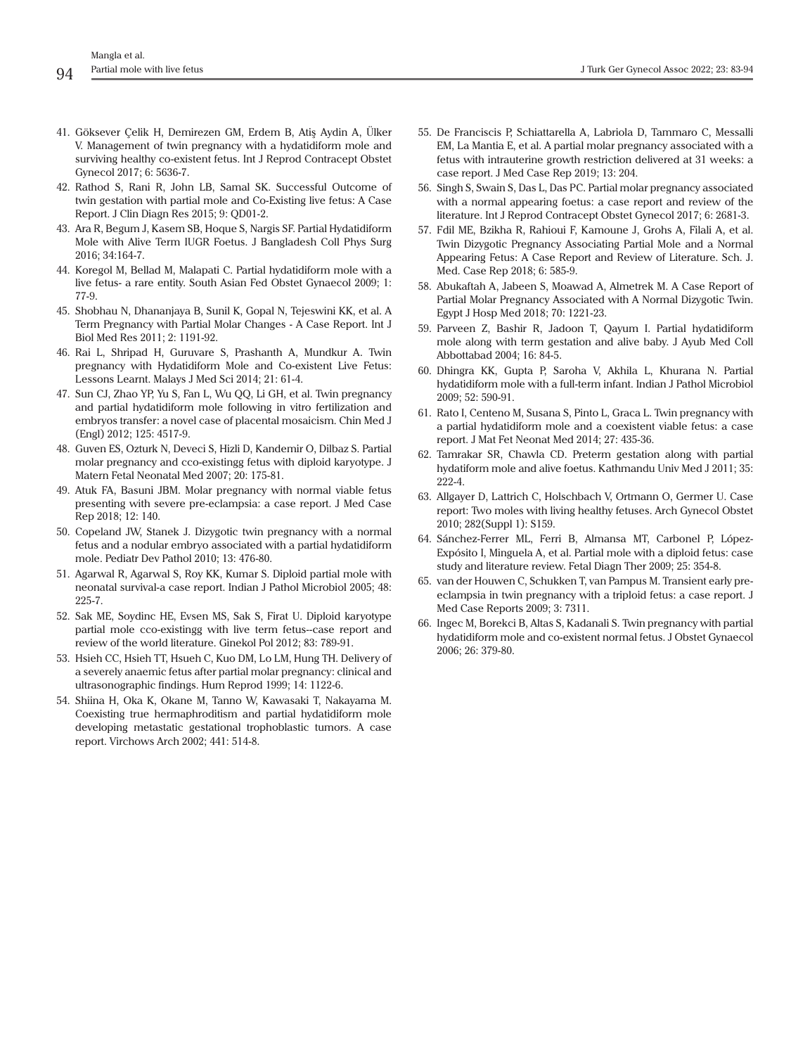41. Göksever Çelik H, Demirezen GM, Erdem B, Atiş Aydin A, Ülker V. Management of twin pregnancy with a hydatidiform mole and surviving healthy co-existent fetus. Int J Reprod Contracept Obstet Gynecol 2017; 6: 5636-7.
42. Rathod S, Rani R, John LB, Samal SK. Successful Outcome of twin gestation with partial mole and Co-Existing live fetus: A Case Report. J Clin Diagn Res 2015; 9: QD01-2.
43. Ara R, Begum J, Kasem SB, Hoque S, Nargis SF. Partial Hydatidiform Mole with Alive Term IUGR Foetus. J Bangladesh Coll Phys Surg 2016; 34:164-7.
44. Koregol M, Bellad M, Malapati C. Partial hydatidiform mole with a live fetus- a rare entity. South Asian Fed Obstet Gynaecol 2009; 1: 77-9.
45. Shobhau N, Dhananjaya B, Sunil K, Gopal N, Tejeswini KK, et al. A Term Pregnancy with Partial Molar Changes - A Case Report. Int J Biol Med Res 2011; 2: 1191-92.
46. Rai L, Shripad H, Guruvare S, Prashanth A, Mundkur A. Twin pregnancy with Hydatidiform Mole and Co-existent Live Fetus: Lessons Learnt. Malays J Med Sci 2014; 21: 61-4.
47. Sun CJ, Zhao YP, Yu S, Fan L, Wu QQ, Li GH, et al. Twin pregnancy and partial hydatidiform mole following in vitro fertilization and embryos transfer: a novel case of placental mosaicism. Chin Med J (Engl) 2012; 125: 4517-9.
48. Guven ES, Ozturk N, Deveci S, Hizli D, Kandemir O, Dilbaz S. Partial molar pregnancy and cco-existingg fetus with diploid karyotype. J Matern Fetal Neonatal Med 2007; 20: 175-81.
49. Atuk FA, Basuni JBM. Molar pregnancy with normal viable fetus presenting with severe pre-eclampsia: a case report. J Med Case Rep 2018; 12: 140.
50. Copeland JW, Stanek J. Dizygotic twin pregnancy with a normal fetus and a nodular embryo associated with a partial hydatidiform mole. Pediatr Dev Pathol 2010; 13: 476-80.
51. Agarwal R, Agarwal S, Roy KK, Kumar S. Diploid partial mole with neonatal survival-a case report. Indian J Pathol Microbiol 2005; 48: 225-7.
52. Sak ME, Soydinc HE, Evsen MS, Sak S, Firat U. Diploid karyotype partial mole cco-existingg with live term fetus--case report and review of the world literature. Ginekol Pol 2012; 83: 789-91.
53. Hsieh CC, Hsieh TT, Hsueh C, Kuo DM, Lo LM, Hung TH. Delivery of a severely anaemic fetus after partial molar pregnancy: clinical and ultrasonographic findings. Hum Reprod 1999; 14: 1122-6.
54. Shiina H, Oka K, Okane M, Tanno W, Kawasaki T, Nakayama M. Coexisting true hermaphroditism and partial hydatidiform mole developing metastatic gestational trophoblastic tumors. A case report. Virchows Arch 2002; 441: 514-8.
55. De Franciscis P, Schiattarella A, Labriola D, Tammaro C, Messalli EM, La Mantia E, et al. A partial molar pregnancy associated with a fetus with intrauterine growth restriction delivered at 31 weeks: a case report. J Med Case Rep 2019; 13: 204.
56. Singh S, Swain S, Das L, Das PC. Partial molar pregnancy associated with a normal appearing foetus: a case report and review of the literature. Int J Reprod Contracept Obstet Gynecol 2017; 6: 2681-3.
57. Fdil ME, Bzikha R, Rahioui F, Kamoune J, Grohs A, Filali A, et al. Twin Dizygotic Pregnancy Associating Partial Mole and a Normal Appearing Fetus: A Case Report and Review of Literature. Sch. J. Med. Case Rep 2018; 6: 585-9.
58. Abukaftah A, Jabeen S, Moawad A, Almetrek M. A Case Report of Partial Molar Pregnancy Associated with A Normal Dizygotic Twin. Egypt J Hosp Med 2018; 70: 1221-23.
59. Parveen Z, Bashir R, Jadoon T, Qayum I. Partial hydatidiform mole along with term gestation and alive baby. J Ayub Med Coll Abbottabad 2004; 16: 84-5.
60. Dhingra KK, Gupta P, Saroha V, Akhila L, Khurana N. Partial hydatidiform mole with a full-term infant. Indian J Pathol Microbiol 2009; 52: 590-91.
61. Rato I, Centeno M, Susana S, Pinto L, Graca L. Twin pregnancy with a partial hydatidiform mole and a coexistent viable fetus: a case report. J Mat Fet Neonat Med 2014; 27: 435-36.
62. Tamrakar SR, Chawla CD. Preterm gestation along with partial hydatiform mole and alive foetus. Kathmandu Univ Med J 2011; 35: 222-4.
63. Allgayer D, Lattrich C, Holschbach V, Ortmann O, Germer U. Case report: Two moles with living healthy fetuses. Arch Gynecol Obstet 2010; 282(Suppl 1): S159.
64. Sánchez-Ferrer ML, Ferri B, Almansa MT, Carbonel P, López-Expósito I, Minguela A, et al. Partial mole with a diploid fetus: case study and literature review. Fetal Diagn Ther 2009; 25: 354-8.
65. van der Houwen C, Schukken T, van Pampus M. Transient early pre-eclampsia in twin pregnancy with a triploid fetus: a case report. J Med Case Reports 2009; 3: 7311.
66. Ingec M, Borekci B, Altas S, Kadanali S. Twin pregnancy with partial hydatidiform mole and co-existent normal fetus. J Obstet Gynaecol 2006; 26: 379-80.